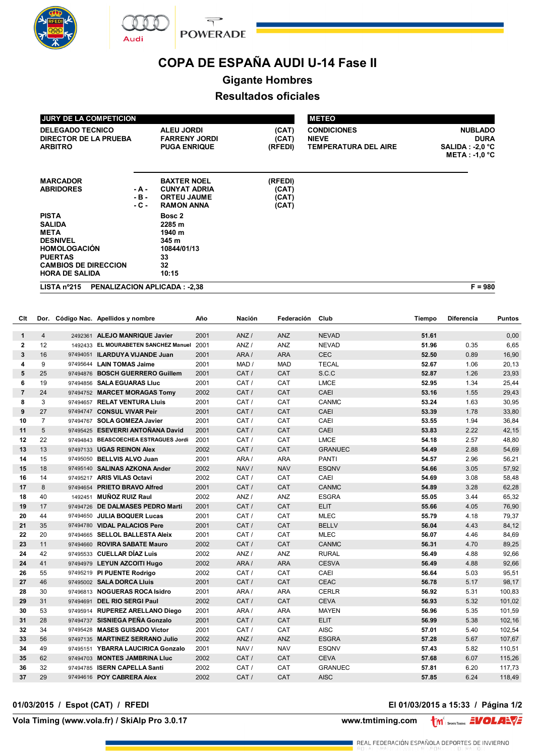# COPA DE ESPAÑA AUDI U-14 Fase II

## Gigante Hombres

## Resultados oficiales

| JURY DE LA COMPETICION | | |
|---|---|---|
| DELEGADO TECNICO | ALEU JORDI | (CAT) |
| DIRECTOR DE LA PRUEBA | FARRENY JORDI | (CAT) |
| ARBITRO | PUGA ENRIQUE | (RFEDI) |

| METEO | |
|---|---|
| CONDICIONES | NUBLADO |
| NIEVE | DURA |
| TEMPERATURA DEL AIRE | SALIDA : -2,0 °C |
| | META : -1,0 °C |

| | | | |
|---|---|---|---|
| MARCADOR | | BAXTER NOEL | (RFEDI) |
| ABRIDORES | - A - | CUNYAT ADRIA | (CAT) |
| | - B - | ORTEU JAUME | (CAT) |
| | - C - | RAMON ANNA | (CAT) |

| | |
|---|---|
| PISTA | Bosc 2 |
| SALIDA | 2285 m |
| META | 1940 m |
| DESNIVEL | 345 m |
| HOMOLOGACIÓN | 10844/01/13 |
| PUERTAS | 33 |
| CAMBIOS DE DIRECCION | 32 |
| HORA DE SALIDA | 10:15 |

LISTA nº215 PENALIZACION APLICADA : -2,38 F = 980

| Clt | Dor. | Código Nac. | Apellidos y nombre | Año | Nación | Federación | Club | Tiempo | Diferencia | Puntos |
|---|---|---|---|---|---|---|---|---|---|---|
| 1 | 4 | 2492361 | ALEJO MANRIQUE Javier | 2001 | ANZ / | ANZ | NEVAD | 51.61 | | 0,00 |
| 2 | 12 | 1492433 | EL MOURABETEN SANCHEZ Manuel | 2001 | ANZ / | ANZ | NEVAD | 51.96 | 0.35 | 6,65 |
| 3 | 16 | 97494051 | ILARDUYA VIJANDE Juan | 2001 | ARA / | ARA | CEC | 52.50 | 0.89 | 16,90 |
| 4 | 9 | 97495644 | LAIN TOMAS Jaime | 2001 | MAD / | MAD | TECAL | 52.67 | 1.06 | 20,13 |
| 5 | 25 | 97494876 | BOSCH GUERRERO Guillem | 2001 | CAT / | CAT | S.C.C | 52.87 | 1.26 | 23,93 |
| 6 | 19 | 97494856 | SALA EGUARAS Lluc | 2001 | CAT / | CAT | LMCE | 52.95 | 1.34 | 25,44 |
| 7 | 24 | 97494752 | MARCET MORAGAS Tomy | 2002 | CAT / | CAT | CAEI | 53.16 | 1.55 | 29,43 |
| 8 | 3 | 97494657 | RELAT VENTURA Lluis | 2001 | CAT / | CAT | CANMC | 53.24 | 1.63 | 30,95 |
| 9 | 27 | 97494747 | CONSUL VIVAR Peir | 2001 | CAT / | CAT | CAEI | 53.39 | 1.78 | 33,80 |
| 10 | 7 | 97494767 | SOLA GOMEZA Javier | 2001 | CAT / | CAT | CAEI | 53.55 | 1.94 | 36,84 |
| 11 | 5 | 97495425 | ESEVERRI ANTOÑANA David | 2001 | CAT / | CAT | CAEI | 53.83 | 2.22 | 42,15 |
| 12 | 22 | 97494843 | BEASCOECHEA ESTRAGUES Jordi | 2001 | CAT / | CAT | LMCE | 54.18 | 2.57 | 48,80 |
| 13 | 13 | 97497133 | UGAS REINON Alex | 2002 | CAT / | CAT | GRANUEC | 54.49 | 2.88 | 54,69 |
| 14 | 15 | 97495050 | BELLVIS ALVO Juan | 2001 | ARA / | ARA | PANTI | 54.57 | 2.96 | 56,21 |
| 15 | 18 | 97495140 | SALINAS AZKONA Ander | 2002 | NAV / | NAV | ESQNV | 54.66 | 3.05 | 57,92 |
| 16 | 14 | 97495217 | ARIS VILAS Octavi | 2002 | CAT / | CAT | CAEI | 54.69 | 3.08 | 58,48 |
| 17 | 8 | 97494654 | PRIETO BRAVO Alfred | 2001 | CAT / | CAT | CANMC | 54.89 | 3.28 | 62,28 |
| 18 | 40 | 1492451 | MUÑOZ RUIZ Raul | 2002 | ANZ / | ANZ | ESGRA | 55.05 | 3.44 | 65,32 |
| 19 | 17 | 97494726 | DE DALMASES PEDRO Marti | 2001 | CAT / | CAT | ELIT | 55.66 | 4.05 | 76,90 |
| 20 | 44 | 97494650 | JULIA BOQUER Lucas | 2001 | CAT / | CAT | MLEC | 55.79 | 4.18 | 79,37 |
| 21 | 35 | 97494780 | VIDAL PALACIOS Pere | 2001 | CAT / | CAT | BELLV | 56.04 | 4.43 | 84,12 |
| 22 | 20 | 97494665 | SELLOL BALLESTA Aleix | 2001 | CAT / | CAT | MLEC | 56.07 | 4.46 | 84,69 |
| 23 | 11 | 97494660 | ROVIRA SABATE Mauro | 2002 | CAT / | CAT | CANMC | 56.31 | 4.70 | 89,25 |
| 24 | 42 | 97495533 | CUELLAR DÍAZ Luis | 2002 | ANZ / | ANZ | RURAL | 56.49 | 4.88 | 92,66 |
| 24 | 41 | 97494979 | LEYUN AZCOITI Hugo | 2002 | ARA / | ARA | CESVA | 56.49 | 4.88 | 92,66 |
| 26 | 55 | 97495219 | PI PUENTE Rodrigo | 2002 | CAT / | CAT | CAEI | 56.64 | 5.03 | 95,51 |
| 27 | 46 | 97495002 | SALA DORCA Lluis | 2001 | CAT / | CAT | CEAC | 56.78 | 5.17 | 98,17 |
| 28 | 30 | 97496813 | NOGUERAS ROCA Isidro | 2001 | ARA / | ARA | CERLR | 56.92 | 5.31 | 100,83 |
| 29 | 31 | 97494691 | DEL RIO SERGI Paul | 2002 | CAT / | CAT | CEVA | 56.93 | 5.32 | 101,02 |
| 30 | 53 | 97495914 | RUPEREZ ARELLANO Diego | 2001 | ARA / | ARA | MAYEN | 56.96 | 5.35 | 101,59 |
| 31 | 28 | 97494737 | SISNIEGA PEÑA Gonzalo | 2001 | CAT / | CAT | ELIT | 56.99 | 5.38 | 102,16 |
| 32 | 34 | 97495428 | MASES GUISADO Victor | 2001 | CAT / | CAT | AISC | 57.01 | 5.40 | 102,54 |
| 33 | 56 | 97497135 | MARTINEZ SERRANO Julio | 2002 | ANZ / | ANZ | ESGRA | 57.28 | 5.67 | 107,67 |
| 34 | 49 | 97495151 | YBARRA LAUCIRICA Gonzalo | 2001 | NAV / | NAV | ESQNV | 57.43 | 5.82 | 110,51 |
| 35 | 62 | 97494703 | MONTES JAMBRINA Lluc | 2002 | CAT / | CAT | CEVA | 57.68 | 6.07 | 115,26 |
| 36 | 32 | 97494785 | ISERN CAPELLA Santi | 2002 | CAT / | CAT | GRANUEC | 57.81 | 6.20 | 117,73 |
| 37 | 29 | 97494616 | POY CABRERA Alex | 2002 | CAT / | CAT | AISC | 57.85 | 6.24 | 118,49 |

01/03/2015 / Espot (CAT) / RFEDI — El 01/03/2015 a 15:33

Vola Timing (www.vola.fr) / SkiAlp Pro 3.0.17 — www.tmtiming.com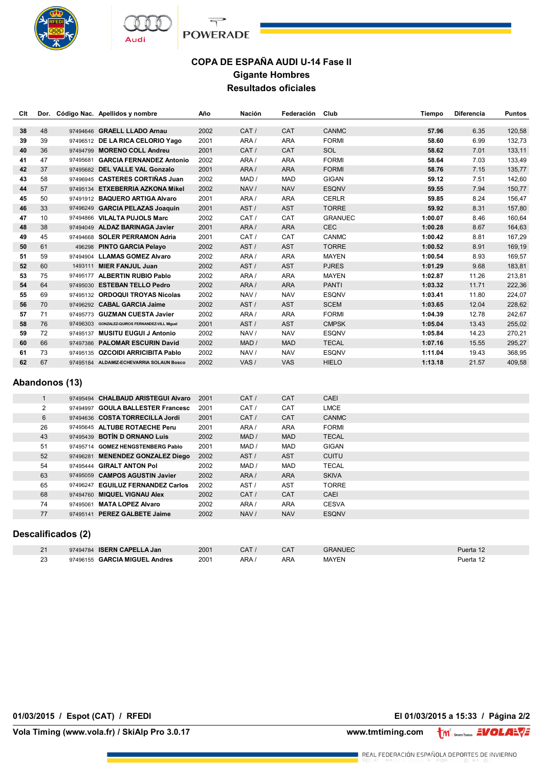# COPA DE ESPAÑA AUDI U-14 Fase II

## Gigante Hombres

## Resultados oficiales

| Clt | Dor. | Código Nac. | Apellidos y nombre | Año | Nación | Federación | Club | Tiempo | Diferencia | Puntos |
|---|---|---|---|---|---|---|---|---|---|---|
| 38 | 48 | 97494646 | GRAELL LLADO Arnau | 2002 | CAT / | CAT | CANMC | 57.96 | 6.35 | 120,58 |
| 39 | 39 | 97496512 | DE LA RICA CELORIO Yago | 2001 | ARA / | ARA | FORMI | 58.60 | 6.99 | 132,73 |
| 40 | 36 | 97494799 | MORENO COLL Andreu | 2001 | CAT / | CAT | SOL | 58.62 | 7.01 | 133,11 |
| 41 | 47 | 97495681 | GARCIA FERNANDEZ Antonio | 2002 | ARA / | ARA | FORMI | 58.64 | 7.03 | 133,49 |
| 42 | 37 | 97495682 | DEL VALLE VAL Gonzalo | 2001 | ARA / | ARA | FORMI | 58.76 | 7.15 | 135,77 |
| 43 | 58 | 97496945 | CASTERES CORTIÑAS Juan | 2002 | MAD / | MAD | GIGAN | 59.12 | 7.51 | 142,60 |
| 44 | 57 | 97495134 | ETXEBERRIA AZKONA Mikel | 2002 | NAV / | NAV | ESQNV | 59.55 | 7.94 | 150,77 |
| 45 | 50 | 97491912 | BAQUERO ARTIGA Alvaro | 2001 | ARA / | ARA | CERLR | 59.85 | 8.24 | 156,47 |
| 46 | 33 | 97496249 | GARCIA PELAZAS Joaquin | 2001 | AST / | AST | TORRE | 59.92 | 8.31 | 157,80 |
| 47 | 10 | 97494866 | VILALTA PUJOLS Marc | 2002 | CAT / | CAT | GRANUEC | 1:00.07 | 8.46 | 160,64 |
| 48 | 38 | 97494049 | ALDAZ BARINAGA Javier | 2001 | ARA / | ARA | CEC | 1:00.28 | 8.67 | 164,63 |
| 49 | 45 | 97494668 | SOLER PERRAMON Adria | 2001 | CAT / | CAT | CANMC | 1:00.42 | 8.81 | 167,29 |
| 50 | 61 | 496298 | PINTO GARCIA Pelayo | 2002 | AST / | AST | TORRE | 1:00.52 | 8.91 | 169,19 |
| 51 | 59 | 97494904 | LLAMAS GOMEZ Alvaro | 2002 | ARA / | ARA | MAYEN | 1:00.54 | 8.93 | 169,57 |
| 52 | 60 | 1493111 | MIER FANJUL Juan | 2002 | AST / | AST | PJRES | 1:01.29 | 9.68 | 183,81 |
| 53 | 75 | 97495177 | ALBERTIN RUBIO Pablo | 2002 | ARA / | ARA | MAYEN | 1:02.87 | 11.26 | 213,81 |
| 54 | 64 | 97495030 | ESTEBAN TELLO Pedro | 2002 | ARA / | ARA | PANTI | 1:03.32 | 11.71 | 222,36 |
| 55 | 69 | 97495132 | ORDOQUI TROYAS Nicolas | 2002 | NAV / | NAV | ESQNV | 1:03.41 | 11.80 | 224,07 |
| 56 | 70 | 97496292 | CABAL GARCIA Jaime | 2002 | AST / | AST | SCEM | 1:03.65 | 12.04 | 228,62 |
| 57 | 71 | 97495773 | GUZMAN CUESTA Javier | 2002 | ARA / | ARA | FORMI | 1:04.39 | 12.78 | 242,67 |
| 58 | 76 | 97496303 | GONZALEZ-QUIROS FERNANDEZ-VILL Miguel | 2001 | AST / | AST | CMPSK | 1:05.04 | 13.43 | 255,02 |
| 59 | 72 | 97495137 | MUSITU EUGUI J Antonio | 2002 | NAV / | NAV | ESQNV | 1:05.84 | 14.23 | 270,21 |
| 60 | 66 | 97497386 | PALOMAR ESCURIN David | 2002 | MAD / | MAD | TECAL | 1:07.16 | 15.55 | 295,27 |
| 61 | 73 | 97495135 | OZCOIDI ARRICIBITA Pablo | 2002 | NAV / | NAV | ESQNV | 1:11.04 | 19.43 | 368,95 |
| 62 | 67 | 97495184 | ALDAMIZ-ECHEVARRIA SOLAUN Bosco | 2002 | VAS / | VAS | HIELO | 1:13.18 | 21.57 | 409,58 |

## Abandonos (13)

| Dor. | Código Nac. | Apellidos y nombre | Año | Nación | Federación | Club |
|---|---|---|---|---|---|---|
| 1 | 97495494 | CHALBAUD ARISTEGUI Alvaro | 2001 | CAT / | CAT | CAEI |
| 2 | 97494997 | GOULA BALLESTER Francesc | 2001 | CAT / | CAT | LMCE |
| 6 | 97494636 | COSTA TORRECILLA Jordi | 2001 | CAT / | CAT | CANMC |
| 26 | 97495645 | ALTUBE ROTAECHE Peru | 2001 | ARA / | ARA | FORMI |
| 43 | 97495439 | BOTÍN D ORNANO Luis | 2002 | MAD / | MAD | TECAL |
| 51 | 97495714 | GOMEZ HENGSTENBERG Pablo | 2001 | MAD / | MAD | GIGAN |
| 52 | 97496281 | MENENDEZ GONZALEZ Diego | 2002 | AST / | AST | CUITU |
| 54 | 97495444 | GIRALT ANTON Pol | 2002 | MAD / | MAD | TECAL |
| 63 | 97495059 | CAMPOS AGUSTIN Javier | 2002 | ARA / | ARA | SKIVA |
| 65 | 97496247 | EGUILUZ FERNANDEZ Carlos | 2002 | AST / | AST | TORRE |
| 68 | 97494760 | MIQUEL VIGNAU Alex | 2002 | CAT / | CAT | CAEI |
| 74 | 97495061 | MATA LOPEZ Alvaro | 2002 | ARA / | ARA | CESVA |
| 77 | 97495141 | PEREZ GALBETE Jaime | 2002 | NAV / | NAV | ESQNV |

## Descalificados (2)

| Dor. | Código Nac. | Apellidos y nombre | Año | Nación | Federación | Club | Motivo |
|---|---|---|---|---|---|---|---|
| 21 | 97494784 | ISERN CAPELLA Jan | 2001 | CAT / | CAT | GRANUEC | Puerta 12 |
| 23 | 97496155 | GARCIA MIGUEL Andres | 2001 | ARA / | ARA | MAYEN | Puerta 12 |

01/03/2015 / Espot (CAT) / RFEDI

El 01/03/2015 a 15:33

Vola Timing (www.vola.fr) / SkiAlp Pro 3.0.17

www.tmtiming.com